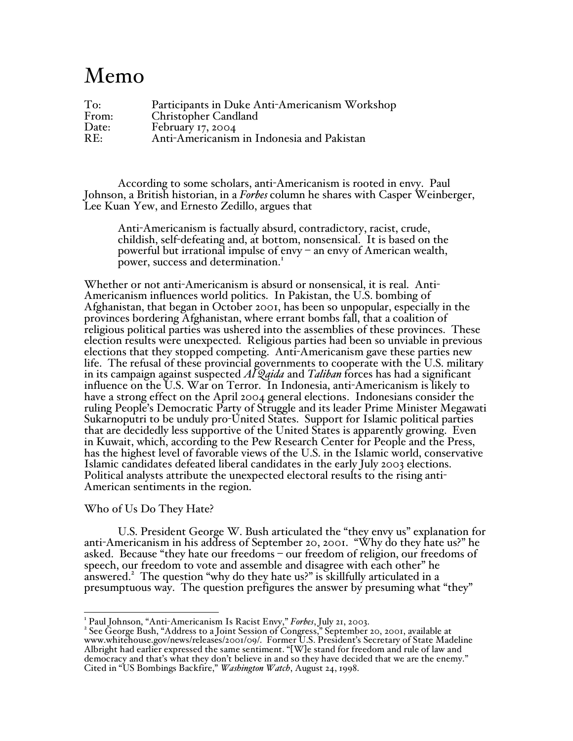# Memo

To: Participants in Duke Anti-Americanism Workshop
From: Christopher Candland
Date: February 17, 2004
RE: Anti-Americanism in Indonesia and Pakistan

According to some scholars, anti-Americanism is rooted in envy. Paul Johnson, a British historian, in a *Forbes* column he shares with Casper Weinberger, Lee Kuan Yew, and Ernesto Zedillo, argues that

> Anti-Americanism is factually absurd, contradictory, racist, crude, childish, self-defeating and, at bottom, nonsensical. It is based on the powerful but irrational impulse of envy – an envy of American wealth, power, success and determination.[1]

Whether or not anti-Americanism is absurd or nonsensical, it is real. Anti-Americanism influences world politics. In Pakistan, the U.S. bombing of Afghanistan, that began in October 2001, has been so unpopular, especially in the provinces bordering Afghanistan, where errant bombs fall, that a coalition of religious political parties was ushered into the assemblies of these provinces. These election results were unexpected. Religious parties had been so unviable in previous elections that they stopped competing. Anti-Americanism gave these parties new life. The refusal of these provincial governments to cooperate with the U.S. military in its campaign against suspected *Al Qaida* and *Taliban* forces has had a significant influence on the U.S. War on Terror. In Indonesia, anti-Americanism is likely to have a strong effect on the April 2004 general elections. Indonesians consider the ruling People's Democratic Party of Struggle and its leader Prime Minister Megawati Sukarnoputri to be unduly pro-United States. Support for Islamic political parties that are decidedly less supportive of the United States is apparently growing. Even in Kuwait, which, according to the Pew Research Center for People and the Press, has the highest level of favorable views of the U.S. in the Islamic world, conservative Islamic candidates defeated liberal candidates in the early July 2003 elections. Political analysts attribute the unexpected electoral results to the rising anti-American sentiments in the region.

## Who of Us Do They Hate?

U.S. President George W. Bush articulated the "they envy us" explanation for anti-Americanism in his address of September 20, 2001. "Why do they hate us?" he asked. Because "they hate our freedoms – our freedom of religion, our freedoms of speech, our freedom to vote and assemble and disagree with each other" he answered.[2] The question "why do they hate us?" is skillfully articulated in a presumptuous way. The question prefigures the answer by presuming what "they"

---

[1] Paul Johnson, "Anti-Americanism Is Racist Envy," *Forbes*, July 21, 2003.

[2] See George Bush, "Address to a Joint Session of Congress," September 20, 2001, available at www.whitehouse.gov/news/releases/2001/09/. Former U.S. President's Secretary of State Madeline Albright had earlier expressed the same sentiment. "[W]e stand for freedom and rule of law and democracy and that's what they don't believe in and so they have decided that we are the enemy." Cited in "US Bombings Backfire," *Washington Watch*, August 24, 1998.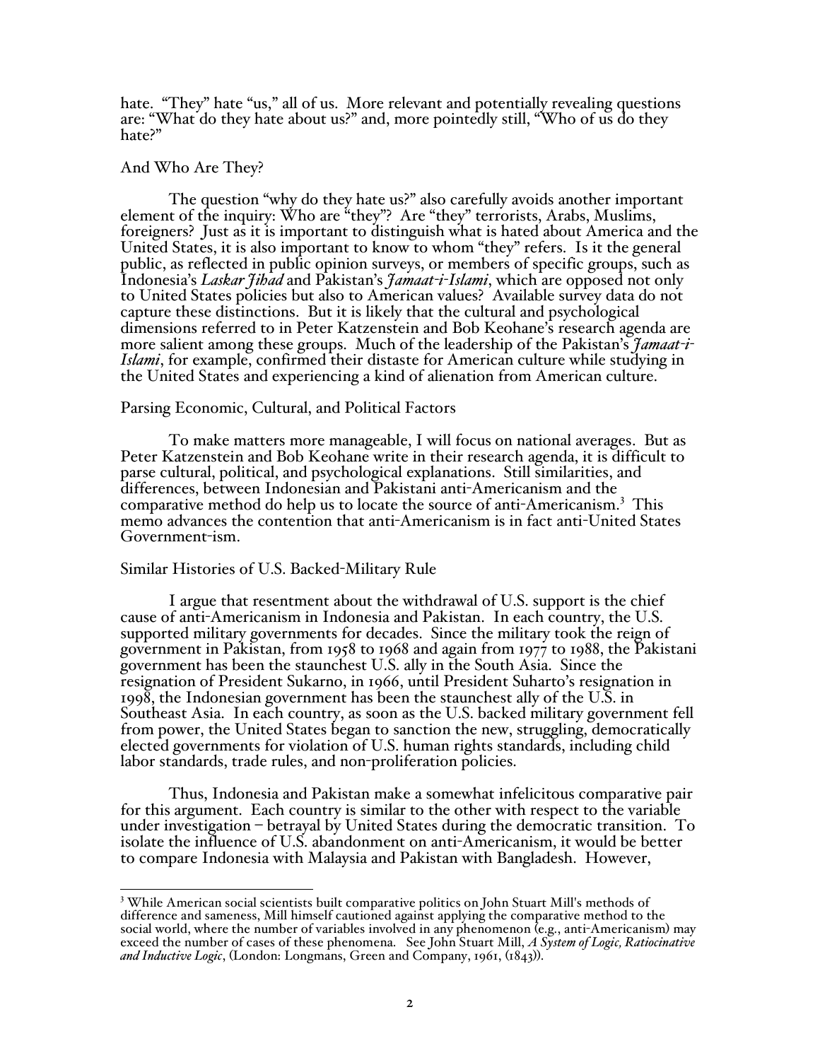hate. "They" hate "us," all of us. More relevant and potentially revealing questions are: "What do they hate about us?" and, more pointedly still, "Who of us do they hate?"

## And Who Are They?

The question "why do they hate us?" also carefully avoids another important element of the inquiry: Who are "they"? Are "they" terrorists, Arabs, Muslims, foreigners? Just as it is important to distinguish what is hated about America and the United States, it is also important to know to whom "they" refers. Is it the general public, as reflected in public opinion surveys, or members of specific groups, such as Indonesia's *Laskar Jihad* and Pakistan's *Jamaat-i-Islami*, which are opposed not only to United States policies but also to American values? Available survey data do not capture these distinctions. But it is likely that the cultural and psychological dimensions referred to in Peter Katzenstein and Bob Keohane's research agenda are more salient among these groups. Much of the leadership of the Pakistan's *Jamaat-i-Islami*, for example, confirmed their distaste for American culture while studying in the United States and experiencing a kind of alienation from American culture.

## Parsing Economic, Cultural, and Political Factors

To make matters more manageable, I will focus on national averages. But as Peter Katzenstein and Bob Keohane write in their research agenda, it is difficult to parse cultural, political, and psychological explanations. Still similarities, and differences, between Indonesian and Pakistani anti-Americanism and the comparative method do help us to locate the source of anti-Americanism.[3] This memo advances the contention that anti-Americanism is in fact anti-United States Government-ism.

## Similar Histories of U.S. Backed-Military Rule

I argue that resentment about the withdrawal of U.S. support is the chief cause of anti-Americanism in Indonesia and Pakistan. In each country, the U.S. supported military governments for decades. Since the military took the reign of government in Pakistan, from 1958 to 1968 and again from 1977 to 1988, the Pakistani government has been the staunchest U.S. ally in the South Asia. Since the resignation of President Sukarno, in 1966, until President Suharto's resignation in 1998, the Indonesian government has been the staunchest ally of the U.S. in Southeast Asia. In each country, as soon as the U.S. backed military government fell from power, the United States began to sanction the new, struggling, democratically elected governments for violation of U.S. human rights standards, including child labor standards, trade rules, and non-proliferation policies.

Thus, Indonesia and Pakistan make a somewhat infelicitous comparative pair for this argument. Each country is similar to the other with respect to the variable under investigation – betrayal by United States during the democratic transition. To isolate the influence of U.S. abandonment on anti-Americanism, it would be better to compare Indonesia with Malaysia and Pakistan with Bangladesh. However,

---

[3] While American social scientists built comparative politics on John Stuart Mill's methods of difference and sameness, Mill himself cautioned against applying the comparative method to the social world, where the number of variables involved in any phenomenon (e.g., anti-Americanism) may exceed the number of cases of these phenomena. See John Stuart Mill, *A System of Logic, Ratiocinative and Inductive Logic*, (London: Longmans, Green and Company, 1961, (1843)).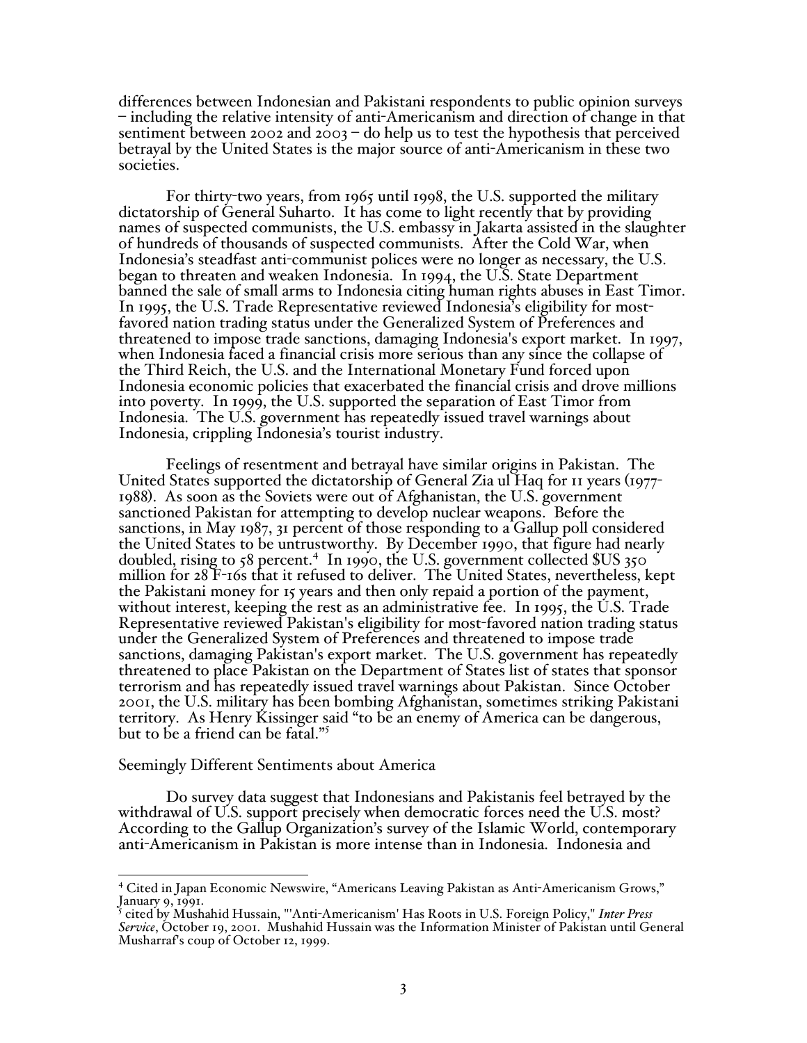differences between Indonesian and Pakistani respondents to public opinion surveys – including the relative intensity of anti-Americanism and direction of change in that sentiment between 2002 and 2003 – do help us to test the hypothesis that perceived betrayal by the United States is the major source of anti-Americanism in these two societies.

For thirty-two years, from 1965 until 1998, the U.S. supported the military dictatorship of General Suharto. It has come to light recently that by providing names of suspected communists, the U.S. embassy in Jakarta assisted in the slaughter of hundreds of thousands of suspected communists. After the Cold War, when Indonesia's steadfast anti-communist polices were no longer as necessary, the U.S. began to threaten and weaken Indonesia. In 1994, the U.S. State Department banned the sale of small arms to Indonesia citing human rights abuses in East Timor. In 1995, the U.S. Trade Representative reviewed Indonesia's eligibility for most-favored nation trading status under the Generalized System of Preferences and threatened to impose trade sanctions, damaging Indonesia's export market. In 1997, when Indonesia faced a financial crisis more serious than any since the collapse of the Third Reich, the U.S. and the International Monetary Fund forced upon Indonesia economic policies that exacerbated the financial crisis and drove millions into poverty. In 1999, the U.S. supported the separation of East Timor from Indonesia. The U.S. government has repeatedly issued travel warnings about Indonesia, crippling Indonesia's tourist industry.

Feelings of resentment and betrayal have similar origins in Pakistan. The United States supported the dictatorship of General Zia ul Haq for 11 years (1977-1988). As soon as the Soviets were out of Afghanistan, the U.S. government sanctioned Pakistan for attempting to develop nuclear weapons. Before the sanctions, in May 1987, 31 percent of those responding to a Gallup poll considered the United States to be untrustworthy. By December 1990, that figure had nearly doubled, rising to 58 percent.[4] In 1990, the U.S. government collected $US 350 million for 28 F-16s that it refused to deliver. The United States, nevertheless, kept the Pakistani money for 15 years and then only repaid a portion of the payment, without interest, keeping the rest as an administrative fee. In 1995, the U.S. Trade Representative reviewed Pakistan's eligibility for most-favored nation trading status under the Generalized System of Preferences and threatened to impose trade sanctions, damaging Pakistan's export market. The U.S. government has repeatedly threatened to place Pakistan on the Department of States list of states that sponsor terrorism and has repeatedly issued travel warnings about Pakistan. Since October 2001, the U.S. military has been bombing Afghanistan, sometimes striking Pakistani territory. As Henry Kissinger said "to be an enemy of America can be dangerous, but to be a friend can be fatal."[5]

## Seemingly Different Sentiments about America

Do survey data suggest that Indonesians and Pakistanis feel betrayed by the withdrawal of U.S. support precisely when democratic forces need the U.S. most? According to the Gallup Organization's survey of the Islamic World, contemporary anti-Americanism in Pakistan is more intense than in Indonesia. Indonesia and

---

[4] Cited in Japan Economic Newswire, "Americans Leaving Pakistan as Anti-Americanism Grows," January 9, 1991.

[5] cited by Mushahid Hussain, "'Anti-Americanism' Has Roots in U.S. Foreign Policy," *Inter Press Service*, October 19, 2001. Mushahid Hussain was the Information Minister of Pakistan until General Musharraf's coup of October 12, 1999.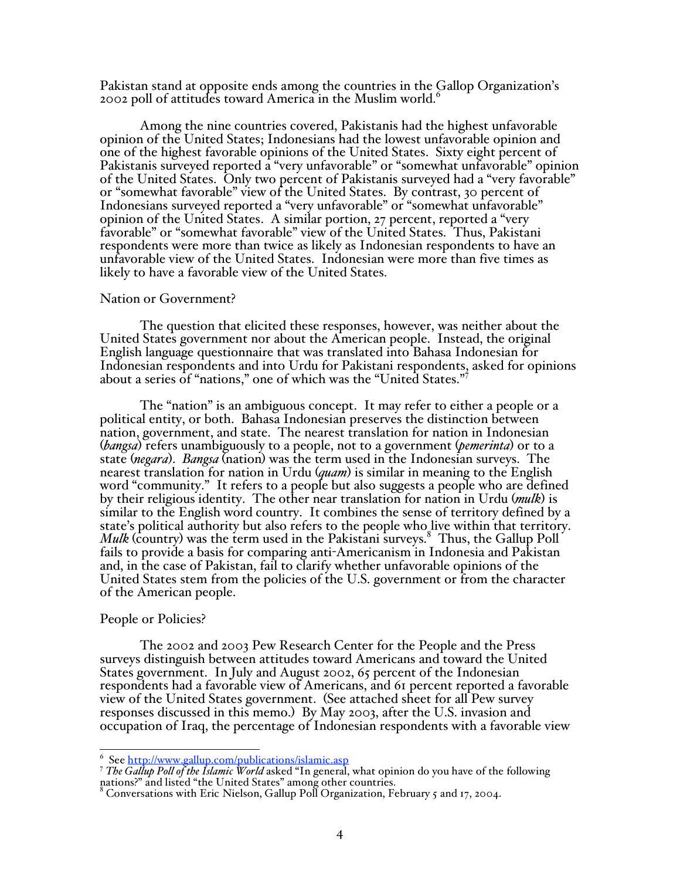Pakistan stand at opposite ends among the countries in the Gallop Organization's 2002 poll of attitudes toward America in the Muslim world.[6]

Among the nine countries covered, Pakistanis had the highest unfavorable opinion of the United States; Indonesians had the lowest unfavorable opinion and one of the highest favorable opinions of the United States. Sixty eight percent of Pakistanis surveyed reported a "very unfavorable" or "somewhat unfavorable" opinion of the United States. Only two percent of Pakistanis surveyed had a "very favorable" or "somewhat favorable" view of the United States. By contrast, 30 percent of Indonesians surveyed reported a "very unfavorable" or "somewhat unfavorable" opinion of the United States. A similar portion, 27 percent, reported a "very favorable" or "somewhat favorable" view of the United States. Thus, Pakistani respondents were more than twice as likely as Indonesian respondents to have an unfavorable view of the United States. Indonesian were more than five times as likely to have a favorable view of the United States.

Nation or Government?

The question that elicited these responses, however, was neither about the United States government nor about the American people. Instead, the original English language questionnaire that was translated into Bahasa Indonesian for Indonesian respondents and into Urdu for Pakistani respondents, asked for opinions about a series of "nations," one of which was the "United States."[7]

The "nation" is an ambiguous concept. It may refer to either a people or a political entity, or both. Bahasa Indonesian preserves the distinction between nation, government, and state. The nearest translation for nation in Indonesian (*bangsa*) refers unambiguously to a people, not to a government (*pemerinta*) or to a state (*negara*). *Bangsa* (nation) was the term used in the Indonesian surveys. The nearest translation for nation in Urdu (*quam*) is similar in meaning to the English word "community." It refers to a people but also suggests a people who are defined by their religious identity. The other near translation for nation in Urdu (*mulk*) is similar to the English word country. It combines the sense of territory defined by a state's political authority but also refers to the people who live within that territory. *Mulk* (country) was the term used in the Pakistani surveys.[8] Thus, the Gallup Poll fails to provide a basis for comparing anti-Americanism in Indonesia and Pakistan and, in the case of Pakistan, fail to clarify whether unfavorable opinions of the United States stem from the policies of the U.S. government or from the character of the American people.

People or Policies?

The 2002 and 2003 Pew Research Center for the People and the Press surveys distinguish between attitudes toward Americans and toward the United States government. In July and August 2002, 65 percent of the Indonesian respondents had a favorable view of Americans, and 61 percent reported a favorable view of the United States government. (See attached sheet for all Pew survey responses discussed in this memo.) By May 2003, after the U.S. invasion and occupation of Iraq, the percentage of Indonesian respondents with a favorable view

---

[6] See http://www.gallup.com/publications/islamic.asp

[7] *The Gallup Poll of the Islamic World* asked "In general, what opinion do you have of the following nations?" and listed "the United States" among other countries.

[8] Conversations with Eric Nielson, Gallup Poll Organization, February 5 and 17, 2004.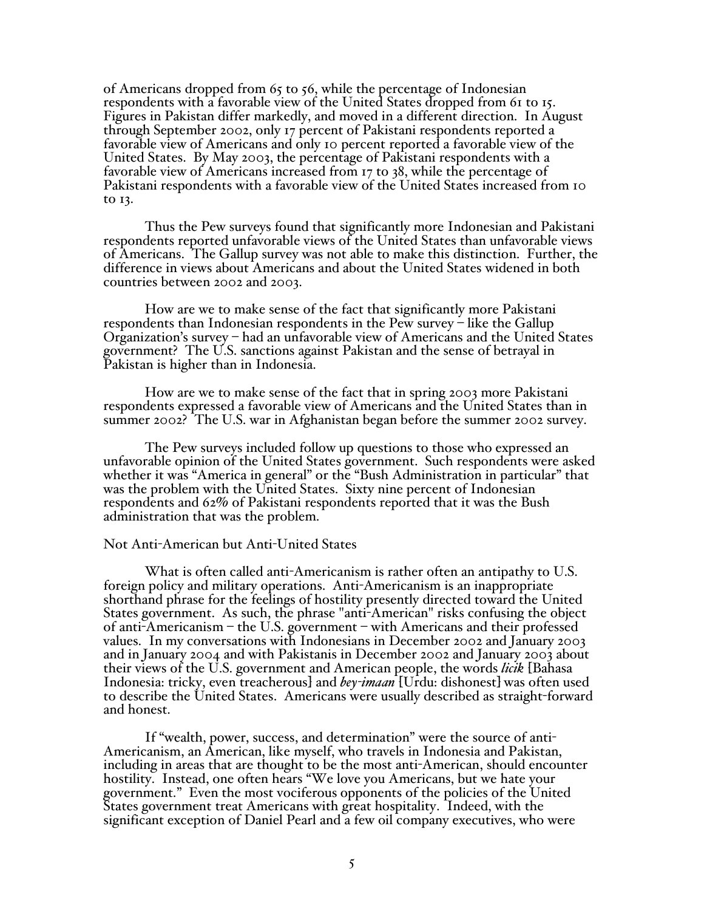of Americans dropped from 65 to 56, while the percentage of Indonesian respondents with a favorable view of the United States dropped from 61 to 15. Figures in Pakistan differ markedly, and moved in a different direction. In August through September 2002, only 17 percent of Pakistani respondents reported a favorable view of Americans and only 10 percent reported a favorable view of the United States. By May 2003, the percentage of Pakistani respondents with a favorable view of Americans increased from 17 to 38, while the percentage of Pakistani respondents with a favorable view of the United States increased from 10 to 13.

Thus the Pew surveys found that significantly more Indonesian and Pakistani respondents reported unfavorable views of the United States than unfavorable views of Americans. The Gallup survey was not able to make this distinction. Further, the difference in views about Americans and about the United States widened in both countries between 2002 and 2003.

How are we to make sense of the fact that significantly more Pakistani respondents than Indonesian respondents in the Pew survey – like the Gallup Organization's survey – had an unfavorable view of Americans and the United States government? The U.S. sanctions against Pakistan and the sense of betrayal in Pakistan is higher than in Indonesia.

How are we to make sense of the fact that in spring 2003 more Pakistani respondents expressed a favorable view of Americans and the United States than in summer 2002? The U.S. war in Afghanistan began before the summer 2002 survey.

The Pew surveys included follow up questions to those who expressed an unfavorable opinion of the United States government. Such respondents were asked whether it was "America in general" or the "Bush Administration in particular" that was the problem with the United States. Sixty nine percent of Indonesian respondents and 62% of Pakistani respondents reported that it was the Bush administration that was the problem.

## Not Anti-American but Anti-United States

What is often called anti-Americanism is rather often an antipathy to U.S. foreign policy and military operations. Anti-Americanism is an inappropriate shorthand phrase for the feelings of hostility presently directed toward the United States government. As such, the phrase "anti-American" risks confusing the object of anti-Americanism – the U.S. government – with Americans and their professed values. In my conversations with Indonesians in December 2002 and January 2003 and in January 2004 and with Pakistanis in December 2002 and January 2003 about their views of the U.S. government and American people, the words ***licik*** [Bahasa Indonesia: tricky, even treacherous] and ***bey-imaan*** [Urdu: dishonest] was often used to describe the United States. Americans were usually described as straight-forward and honest.

If "wealth, power, success, and determination" were the source of anti-Americanism, an American, like myself, who travels in Indonesia and Pakistan, including in areas that are thought to be the most anti-American, should encounter hostility. Instead, one often hears "We love you Americans, but we hate your government." Even the most vociferous opponents of the policies of the United States government treat Americans with great hospitality. Indeed, with the significant exception of Daniel Pearl and a few oil company executives, who were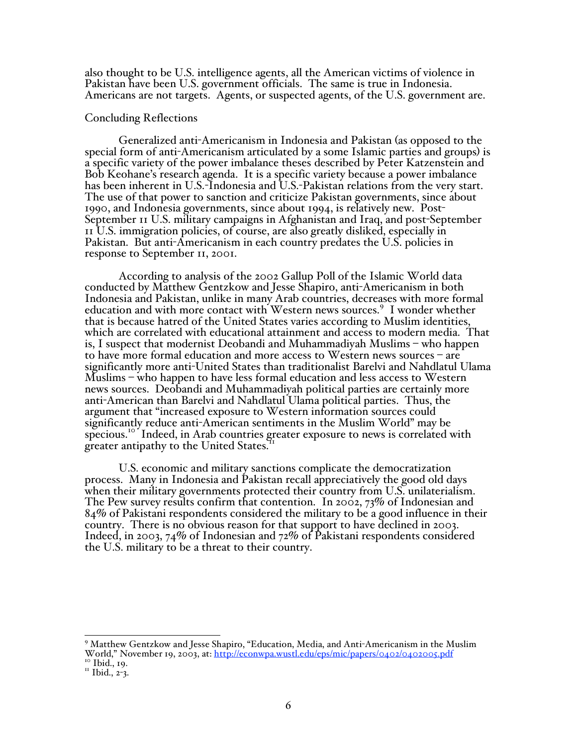also thought to be U.S. intelligence agents, all the American victims of violence in Pakistan have been U.S. government officials. The same is true in Indonesia. Americans are not targets. Agents, or suspected agents, of the U.S. government are.

## Concluding Reflections

Generalized anti-Americanism in Indonesia and Pakistan (as opposed to the special form of anti-Americanism articulated by a some Islamic parties and groups) is a specific variety of the power imbalance theses described by Peter Katzenstein and Bob Keohane's research agenda. It is a specific variety because a power imbalance has been inherent in U.S.-Indonesia and U.S.-Pakistan relations from the very start. The use of that power to sanction and criticize Pakistan governments, since about 1990, and Indonesia governments, since about 1994, is relatively new. Post-September 11 U.S. military campaigns in Afghanistan and Iraq, and post-September 11 U.S. immigration policies, of course, are also greatly disliked, especially in Pakistan. But anti-Americanism in each country predates the U.S. policies in response to September 11, 2001.

According to analysis of the 2002 Gallup Poll of the Islamic World data conducted by Matthew Gentzkow and Jesse Shapiro, anti-Americanism in both Indonesia and Pakistan, unlike in many Arab countries, decreases with more formal education and with more contact with Western news sources.[9] I wonder whether that is because hatred of the United States varies according to Muslim identities, which are correlated with educational attainment and access to modern media. That is, I suspect that modernist Deobandi and Muhammadiyah Muslims – who happen to have more formal education and more access to Western news sources – are significantly more anti-United States than traditionalist Barelvi and Nahdlatul Ulama Muslims – who happen to have less formal education and less access to Western news sources. Deobandi and Muhammadiyah political parties are certainly more anti-American than Barelvi and Nahdlatul Ulama political parties. Thus, the argument that "increased exposure to Western information sources could significantly reduce anti-American sentiments in the Muslim World" may be specious.[10] Indeed, in Arab countries greater exposure to news is correlated with greater antipathy to the United States.[11]

U.S. economic and military sanctions complicate the democratization process. Many in Indonesia and Pakistan recall appreciatively the good old days when their military governments protected their country from U.S. unilateralism. The Pew survey results confirm that contention. In 2002, 73% of Indonesian and 84% of Pakistani respondents considered the military to be a good influence in their country. There is no obvious reason for that support to have declined in 2003. Indeed, in 2003, 74% of Indonesian and 72% of Pakistani respondents considered the U.S. military to be a threat to their country.

---

[9] Matthew Gentzkow and Jesse Shapiro, "Education, Media, and Anti-Americanism in the Muslim World," November 19, 2003, at: http://econwpa.wustl.edu/eps/mic/papers/0402/0402005.pdf

[10] Ibid., 19.

[11] Ibid., 2-3.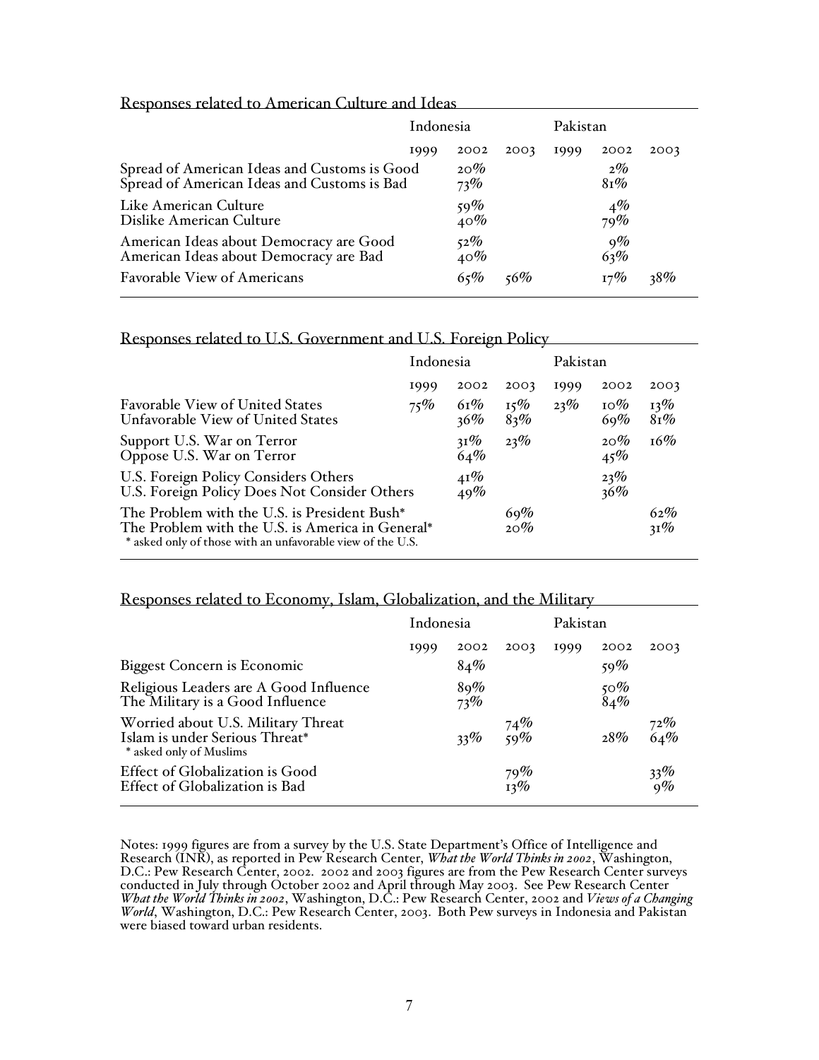Responses related to American Culture and Ideas

| | Indonesia | | | Pakistan | | |
|---|---|---|---|---|---|---|
| | 1999 | 2002 | 2003 | 1999 | 2002 | 2003 |
| Spread of American Ideas and Customs is Good | | 20% | | | 2% | |
| Spread of American Ideas and Customs is Bad | | 73% | | | 81% | |
| Like American Culture | | 59% | | | 4% | |
| Dislike American Culture | | 40% | | | 79% | |
| American Ideas about Democracy are Good | | 52% | | | 9% | |
| American Ideas about Democracy are Bad | | 40% | | | 63% | |
| Favorable View of Americans | | 65% | 56% | | 17% | 38% |

Responses related to U.S. Government and U.S. Foreign Policy

| | Indonesia | | | Pakistan | | |
|---|---|---|---|---|---|---|
| | 1999 | 2002 | 2003 | 1999 | 2002 | 2003 |
| Favorable View of United States | 75% | 61% | 15% | 23% | 10% | 13% |
| Unfavorable View of United States | | 36% | 83% | | 69% | 81% |
| Support U.S. War on Terror | | 31% | 23% | | 20% | 16% |
| Oppose U.S. War on Terror | | 64% | | | 45% | |
| U.S. Foreign Policy Considers Others | | 41% | | | 23% | |
| U.S. Foreign Policy Does Not Consider Others | | 49% | | | 36% | |
| The Problem with the U.S. is President Bush* | | | 69% | | | 62% |
| The Problem with the U.S. is America in General* | | | 20% | | | 31% |

\* asked only of those with an unfavorable view of the U.S.

Responses related to Economy, Islam, Globalization, and the Military

| | Indonesia | | | Pakistan | | |
|---|---|---|---|---|---|---|
| | 1999 | 2002 | 2003 | 1999 | 2002 | 2003 |
| Biggest Concern is Economic | | 84% | | | 59% | |
| Religious Leaders are A Good Influence | | 89% | | | 50% | |
| The Military is a Good Influence | | 73% | | | 84% | |
| Worried about U.S. Military Threat | | | 74% | | | 72% |
| Islam is under Serious Threat* | | 33% | 59% | | 28% | 64% |
| Effect of Globalization is Good | | | 79% | | | 33% |
| Effect of Globalization is Bad | | | 13% | | | 9% |

\* asked only of Muslims

Notes: 1999 figures are from a survey by the U.S. State Department's Office of Intelligence and Research (INR), as reported in Pew Research Center, *What the World Thinks in 2002*, Washington, D.C.: Pew Research Center, 2002. 2002 and 2003 figures are from the Pew Research Center surveys conducted in July through October 2002 and April through May 2003. See Pew Research Center *What the World Thinks in 2002*, Washington, D.C.: Pew Research Center, 2002 and *Views of a Changing World*, Washington, D.C.: Pew Research Center, 2003. Both Pew surveys in Indonesia and Pakistan were biased toward urban residents.